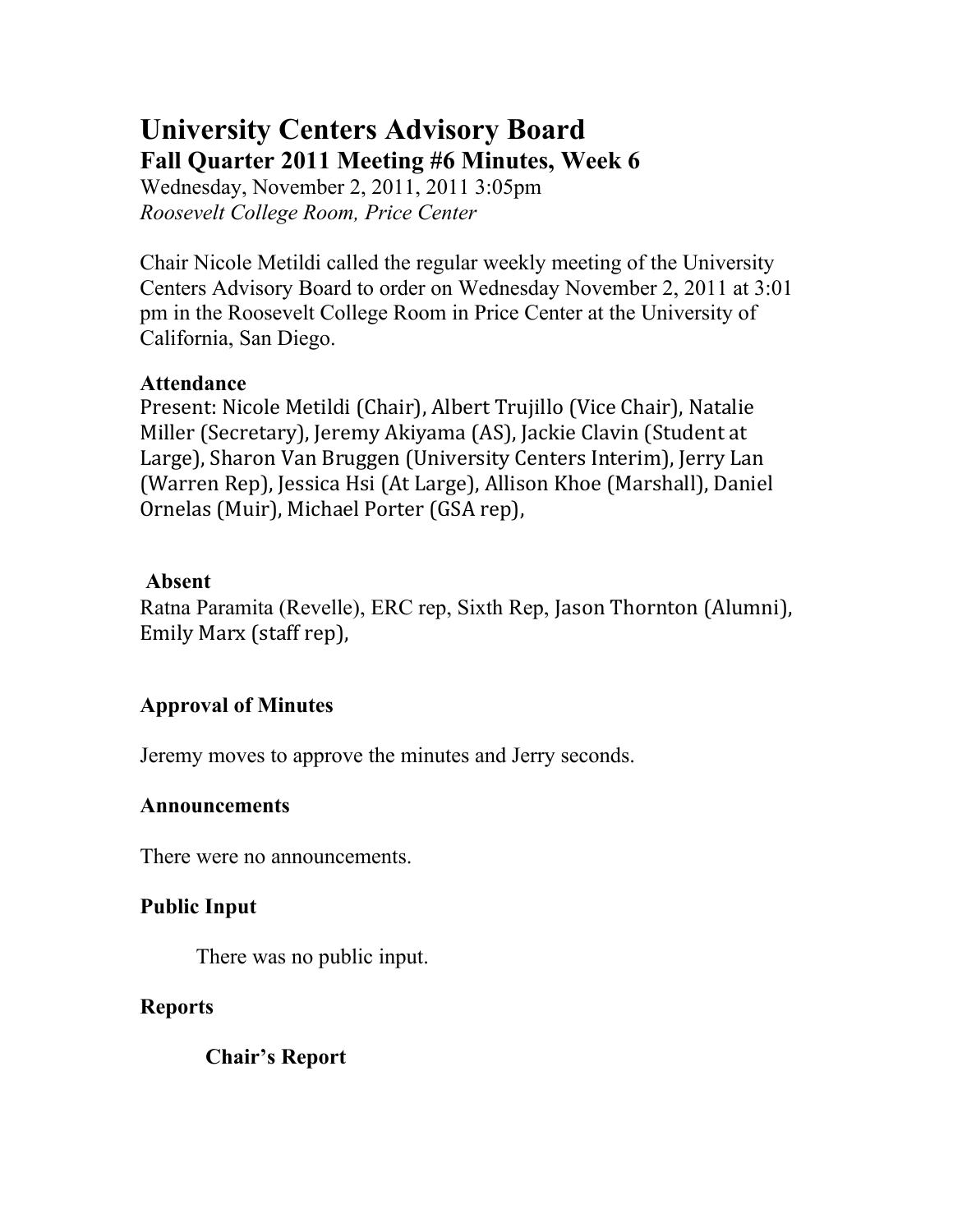# University Centers Advisory Board

## Fall Quarter 2011 Meeting #6 Minutes, Week 6

Wednesday, November 2, 2011, 2011 3:05pm
*Roosevelt College Room, Price Center*

Chair Nicole Metildi called the regular weekly meeting of the University Centers Advisory Board to order on Wednesday November 2, 2011 at 3:01 pm in the Roosevelt College Room in Price Center at the University of California, San Diego.

### Attendance

Present: Nicole Metildi (Chair), Albert Trujillo (Vice Chair), Natalie Miller (Secretary), Jeremy Akiyama (AS), Jackie Clavin (Student at Large), Sharon Van Bruggen (University Centers Interim), Jerry Lan (Warren Rep), Jessica Hsi (At Large), Allison Khoe (Marshall), Daniel Ornelas (Muir), Michael Porter (GSA rep),

### Absent

Ratna Paramita (Revelle), ERC rep, Sixth Rep, Jason Thornton (Alumni), Emily Marx (staff rep),

### Approval of Minutes

Jeremy moves to approve the minutes and Jerry seconds.

### Announcements

There were no announcements.

### Public Input

There was no public input.

### Reports

#### Chair's Report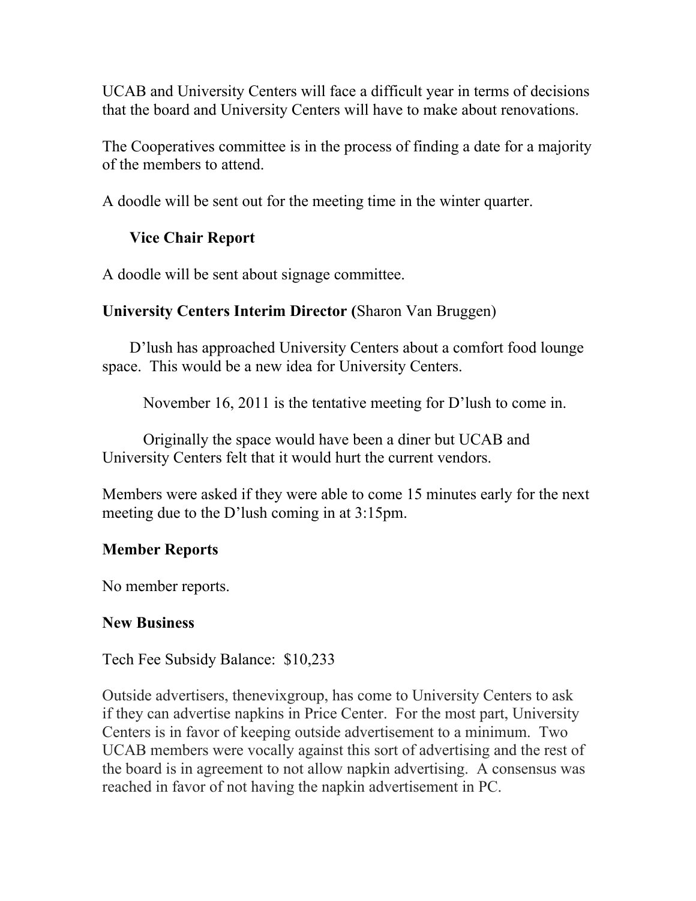UCAB and University Centers will face a difficult year in terms of decisions that the board and University Centers will have to make about renovations.

The Cooperatives committee is in the process of finding a date for a majority of the members to attend.

A doodle will be sent out for the meeting time in the winter quarter.

**Vice Chair Report**

A doodle will be sent about signage committee.

**University Centers Interim Director (**Sharon Van Bruggen)

D'lush has approached University Centers about a comfort food lounge space. This would be a new idea for University Centers.

November 16, 2011 is the tentative meeting for D'lush to come in.

Originally the space would have been a diner but UCAB and University Centers felt that it would hurt the current vendors.

Members were asked if they were able to come 15 minutes early for the next meeting due to the D'lush coming in at 3:15pm.

**Member Reports**

No member reports.

**New Business**

Tech Fee Subsidy Balance: $10,233

Outside advertisers, thenevixgroup, has come to University Centers to ask if they can advertise napkins in Price Center. For the most part, University Centers is in favor of keeping outside advertisement to a minimum. Two UCAB members were vocally against this sort of advertising and the rest of the board is in agreement to not allow napkin advertising. A consensus was reached in favor of not having the napkin advertisement in PC.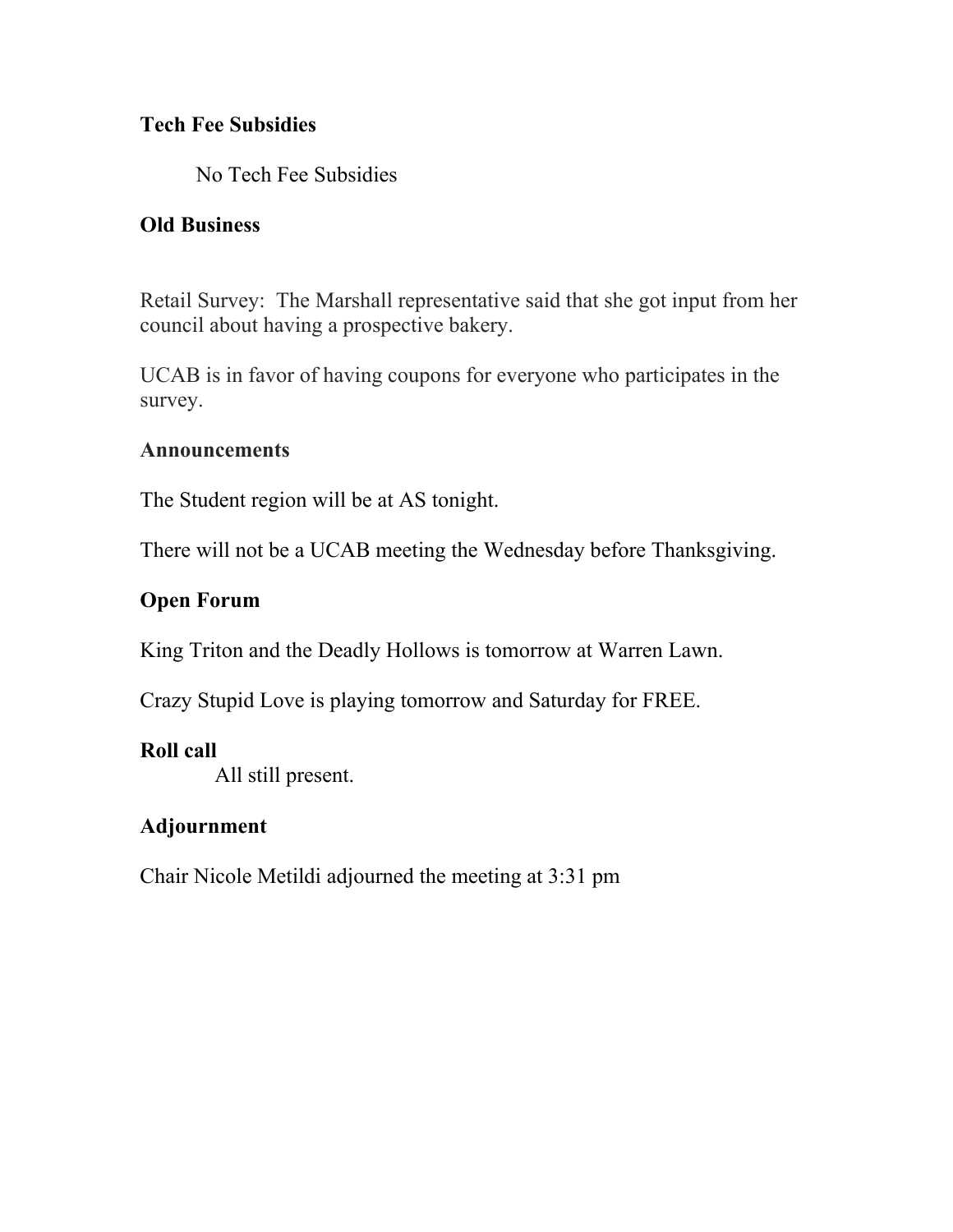**Tech Fee Subsidies**

No Tech Fee Subsidies

**Old Business**

Retail Survey: The Marshall representative said that she got input from her council about having a prospective bakery.

UCAB is in favor of having coupons for everyone who participates in the survey.

**Announcements**

The Student region will be at AS tonight.

There will not be a UCAB meeting the Wednesday before Thanksgiving.

**Open Forum**

King Triton and the Deadly Hollows is tomorrow at Warren Lawn.

Crazy Stupid Love is playing tomorrow and Saturday for FREE.

**Roll call**

All still present.

**Adjournment**

Chair Nicole Metildi adjourned the meeting at 3:31 pm